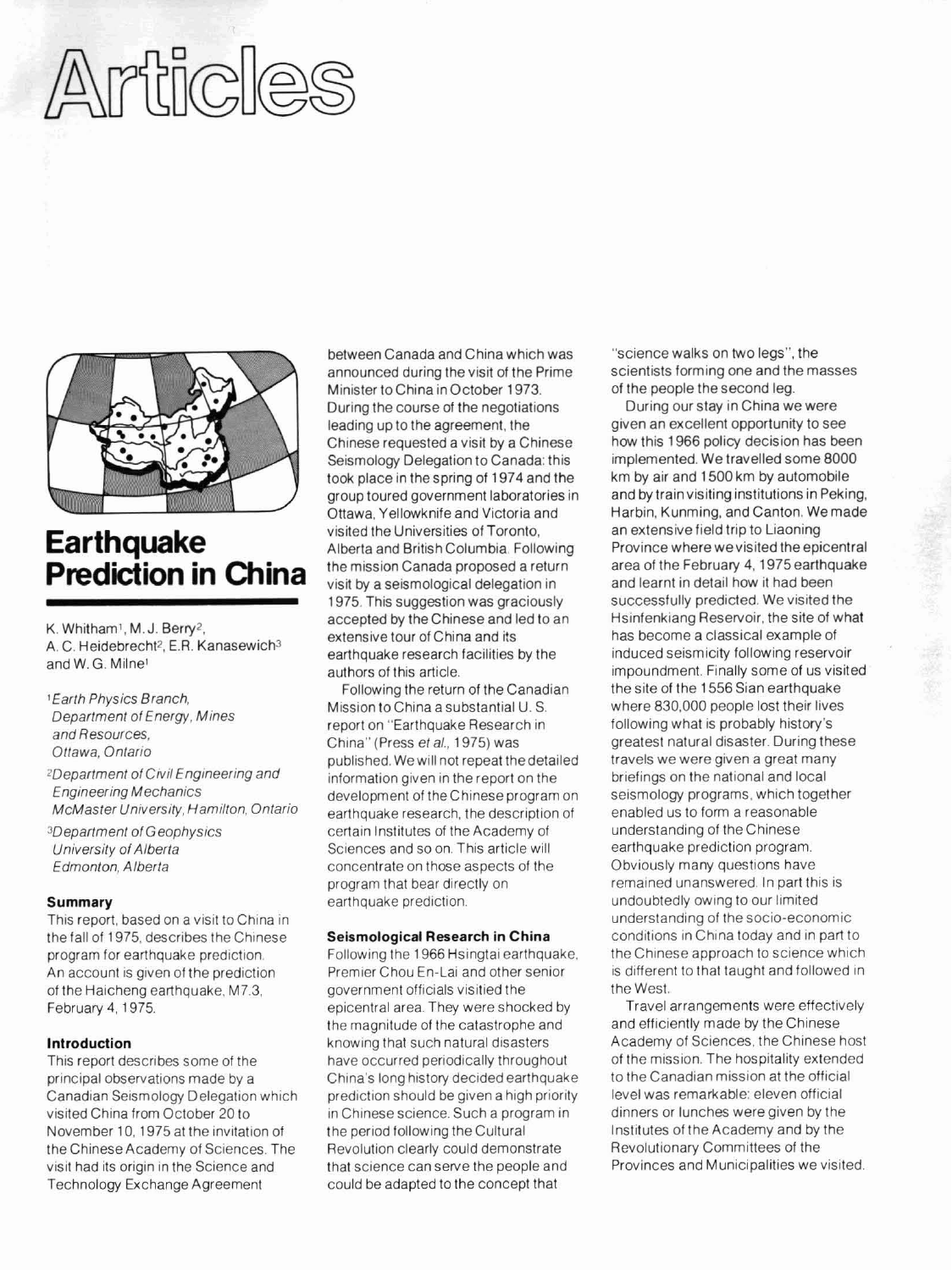# Articles

## Earthquake Prediction in China

K. Whitham[1], M. J. Berry[2], A. C. Heidebrecht[2], E.R. Kanasewich[3] and W. G. Milne[1]

[1] *Earth Physics Branch, Department of Energy, Mines and Resources, Ottawa, Ontario*

[2] *Department of Civil Engineering and Engineering Mechanics McMaster University, Hamilton, Ontario*

[3] *Department of Geophysics University of Alberta Edmonton, Alberta*

### Summary

This report, based on a visit to China in the fall of 1975, describes the Chinese program for earthquake prediction. An account is given of the prediction of the Haicheng earthquake, M7.3, February 4, 1975.

### Introduction

This report describes some of the principal observations made by a Canadian Seismology Delegation which visited China from October 20 to November 10, 1975 at the invitation of the Chinese Academy of Sciences. The visit had its origin in the Science and Technology Exchange Agreement between Canada and China which was announced during the visit of the Prime Minister to China in October 1973. During the course of the negotiations leading up to the agreement, the Chinese requested a visit by a Chinese Seismology Delegation to Canada: this took place in the spring of 1974 and the group toured government laboratories in Ottawa, Yellowknife and Victoria and visited the Universities of Toronto, Alberta and British Columbia. Following the mission Canada proposed a return visit by a seismological delegation in 1975. This suggestion was graciously accepted by the Chinese and led to an extensive tour of China and its earthquake research facilities by the authors of this article.

Following the return of the Canadian Mission to China a substantial U. S. report on "Earthquake Research in China" (Press *et al.*, 1975) was published. We will not repeat the detailed information given in the report on the development of the Chinese program on earthquake research, the description of certain Institutes of the Academy of Sciences and so on. This article will concentrate on those aspects of the program that bear directly on earthquake prediction.

### Seismological Research in China

Following the 1966 Hsingtai earthquake, Premier Chou En-Lai and other senior government officials visitied the epicentral area. They were shocked by the magnitude of the catastrophe and knowing that such natural disasters have occurred periodically throughout China's long history decided earthquake prediction should be given a high priority in Chinese science. Such a program in the period following the Cultural Revolution clearly could demonstrate that science can serve the people and could be adapted to the concept that "science walks on two legs", the scientists forming one and the masses of the people the second leg.

During our stay in China we were given an excellent opportunity to see how this 1966 policy decision has been implemented. We travelled some 8000 km by air and 1500 km by automobile and by train visiting institutions in Peking, Harbin, Kunming, and Canton. We made an extensive field trip to Liaoning Province where we visited the epicentral area of the February 4, 1975 earthquake and learnt in detail how it had been successfully predicted. We visited the Hsinfenkiang Reservoir, the site of what has become a classical example of induced seismicity following reservoir impoundment. Finally some of us visited the site of the 1556 Sian earthquake where 830,000 people lost their lives following what is probably history's greatest natural disaster. During these travels we were given a great many briefings on the national and local seismology programs, which together enabled us to form a reasonable understanding of the Chinese earthquake prediction program. Obviously many questions have remained unanswered. In part this is undoubtedly owing to our limited understanding of the socio-economic conditions in China today and in part to the Chinese approach to science which is different to that taught and followed in the West.

Travel arrangements were effectively and efficiently made by the Chinese Academy of Sciences, the Chinese host of the mission. The hospitality extended to the Canadian mission at the official level was remarkable: eleven official dinners or lunches were given by the Institutes of the Academy and by the Revolutionary Committees of the Provinces and Municipalities we visited.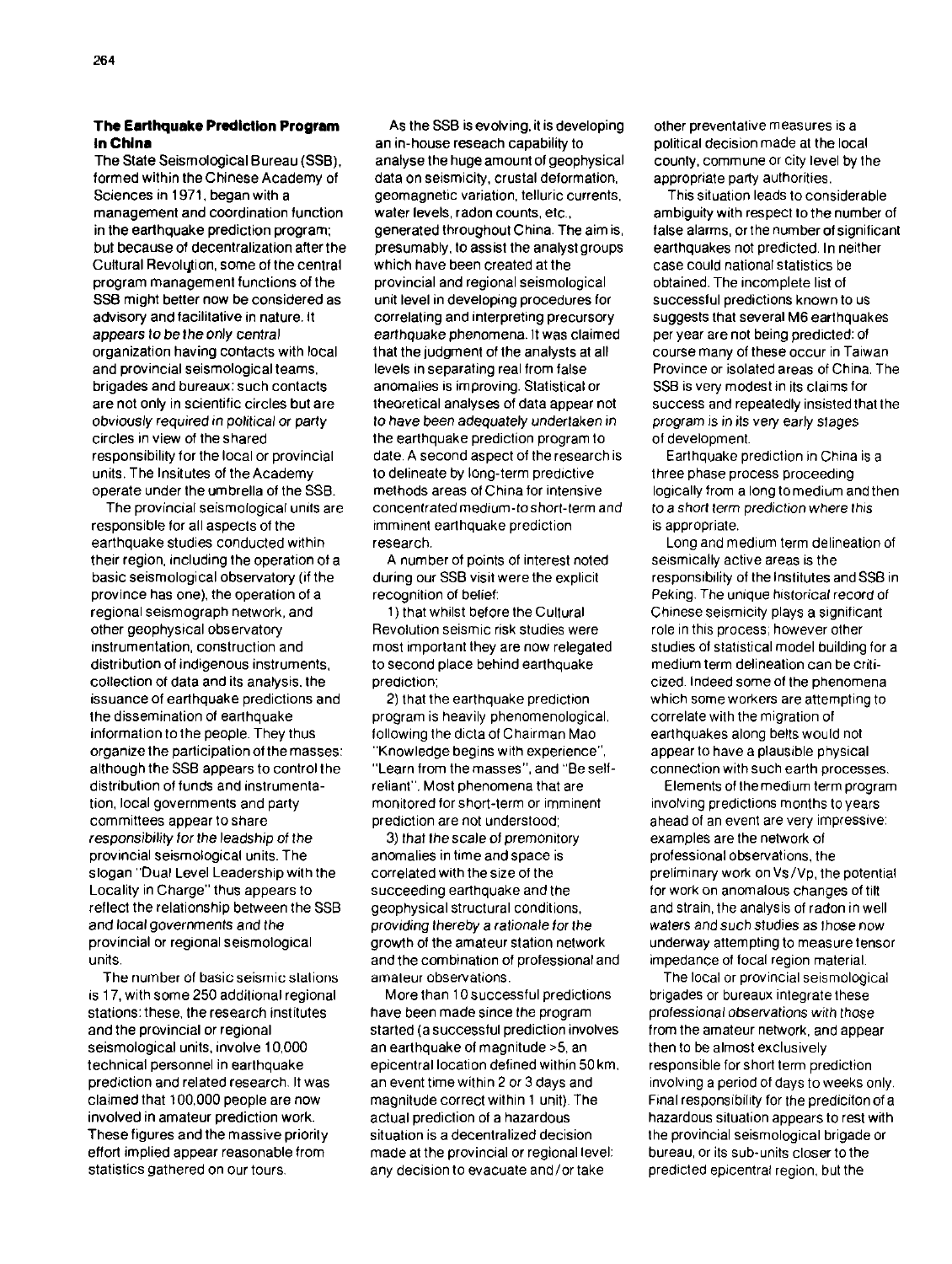### The Earthquake Prediction Program in China

The State Seismological Bureau (SSB), formed within the Chinese Academy of Sciences in 1971, began with a management and coordination function in the earthquake prediction program; but because of decentralization after the Cultural Revolution, some of the central program management functions of the SSB might better now be considered as advisory and facilitative in nature. It *appears to be the only central* organization having contacts with local and provincial seismological teams, brigades and bureaux; such contacts are not only in scientific circles but are *obviously required in political or party* circles in view of the shared responsibility for the local or provincial units. The Insitutes of the Academy operate under the umbrella of the SSB.

The provincial seismological units are responsible for all aspects of the earthquake studies conducted within their region, including the operation of a basic seismological observatory (if the province has one), the operation of a regional seismograph network, and other geophysical observatory instrumentation, construction and distribution of indigenous instruments, collection of data and its analysis, the issuance of earthquake predictions and the dissemination of earthquake information to the people. They thus organize the participation of the masses: although the SSB appears to control the distribution of funds and instrumentation, local governments and party committees appear to share *responsibility for the leadship of the* provincial seismological units. The slogan "Dual Level Leadership with the Locality in Charge" thus appears to reflect the relationship between the SSB *and local governments and the* provincial or regional seismological units.

The number of basic seismic stations is 17, with some 250 additional regional stations: these, the research institutes and the provincial or regional seismological units, involve 10,000 technical personnel in earthquake prediction and related research. It was claimed that 100,000 people are now involved in amateur prediction work. These figures and the massive priority effort implied appear reasonable from statistics gathered on our tours.

As the SSB is evolving, it is developing an in-house reseach capability to analyse the huge amount of geophysical data on seismicity, crustal deformation, geomagnetic variation, telluric currents, water levels, radon counts, etc., generated throughout China. The aim is, presumably, to assist the analyst groups which have been created at the provincial and regional seismological unit level in developing procedures for correlating and interpreting precursory *earthquake phenomena*. It was claimed that the judgment of the analysts at all levels in separating real from false anomalies is improving. Statistical or theoretical analyses of data appear not *to have been adequately undertaken in* the earthquake prediction program to date. A second aspect of the research is to delineate by long-term predictive methods areas of China for intensive concentrated medium-to short-term and imminent earthquake prediction research.

A number of points of interest noted during our SSB visit were the explicit recognition of belief:

1) that whilst before the Cultural Revolution seismic risk studies were most important they are now relegated to second place behind earthquake prediction;

2) that the earthquake prediction program is heavily phenomenological, following the dicta of Chairman Mao "Knowledge begins with experience", "Learn from the masses", and "Be self-reliant". Most phenomena that are monitored for short-term or imminent prediction are not understood;

3) that the scale of premonitory anomalies in time and space is correlated with the size of the succeeding earthquake and the geophysical structural conditions, *providing thereby a rationale for the* growth of the amateur station network and the combination of professional and amateur observations.

More than 10 successful predictions have been made since the program started (a successful prediction involves an earthquake of magnitude >5, an epicentral location defined within 50 km, an event time within 2 or 3 days and magnitude correct within 1 unit). The actual prediction of a hazardous situation is a decentralized decision made at the provincial or regional level: any decision to evacuate and/or take other preventative measures is a political decision made at the local county, commune or city level by the appropriate party authorities.

This situation leads to considerable ambiguity with respect to the number of false alarms, or the number of significant earthquakes not predicted. In neither case could national statistics be obtained. The incomplete list of successful predictions known to us suggests that several M6 earthquakes per year are not being predicted: of course many of these occur in Taiwan Province or isolated areas of China. The SSB is very modest in its claims for success and repeatedly insisted that the *program is in its very early stages* of development.

Earthquake prediction in China is a three phase process proceeding logically from a long to medium and then *to a short term prediction where this* is appropriate.

Long and medium term delineation of seismically active areas is the responsibility of the Institutes and SSB in Peking. The unique historical record of Chinese seismicity plays a significant role in this process; however other studies of statistical model building for a medium term delineation can be criticized. Indeed some of the phenomena which some workers are attempting to correlate with the migration of earthquakes along belts would not appear to have a plausible physical connection with such earth processes.

Elements of the medium term program involving predictions months to years ahead of an event are very impressive: examples are the network of professional observations, the preliminary work on Vs/Vp, the potential for work on anomalous changes of tilt and strain, the analysis of radon in well *waters and such studies as those now* underway attempting to measure tensor impedance of focal region material.

The local or provincial seismological brigades or bureaux integrate these *professional observations with those* from the amateur network, and appear then to be almost exclusively responsible for short term prediction involving a period of days to weeks only. Final responsibility for the predicitonof a hazardous situation appears to rest with the provincial seismological brigade or bureau, or its sub-units closer to the predicted epicentral region, but the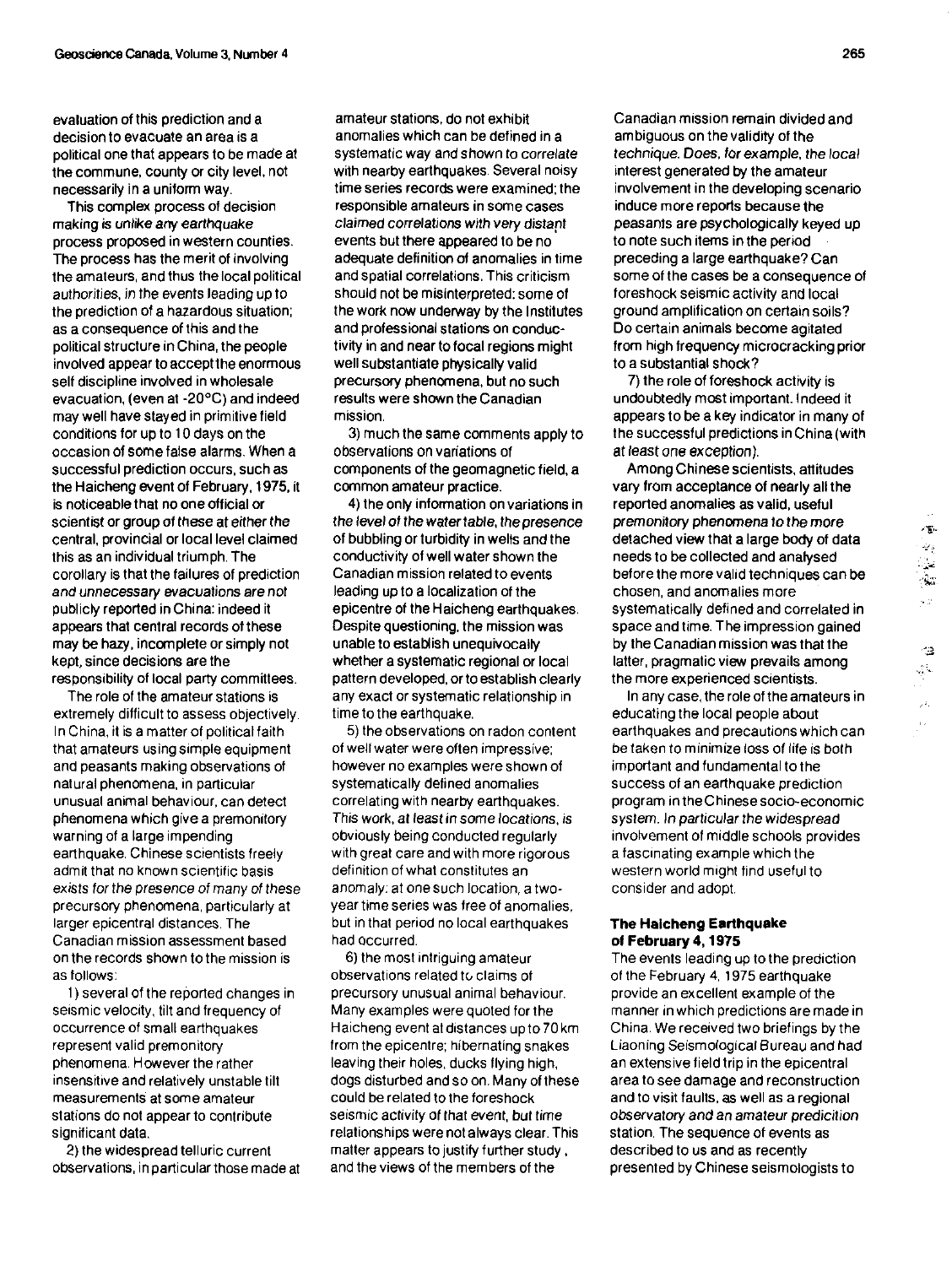evaluation of this prediction and a decision to evacuate an area is a political one that appears to be made at the commune, county or city level, not necessarily in a uniform way.

This complex process of decision making is *unlike any earthquake* process proposed in western counties. The process has the merit of involving the amateurs, and thus the local political authorities, in the events leading up to the prediction of a hazardous situation; as a consequence of this and the political structure in China, the people involved appear to accept the enormous self discipline involved in wholesale evacuation, (even at -20°C) and indeed may well have stayed in primitive field conditions for up to 10 days on the occasion of some false alarms. When a successful prediction occurs, such as the Haicheng event of February, 1975, it is noticeable that no one official or scientist or group of these at either the central, provincial or local level claimed this as an individual triumph. The corollary is that the failures of prediction *and unnecessary evacuations are not* publicly reported in China: indeed it appears that central records of these may be hazy, incomplete or simply not kept, since decisions are the responsibility of local party committees.

The role of the amateur stations is extremely difficult to assess objectively. In China, it is a matter of political faith that amateurs using simple equipment and peasants making observations of natural phenomena, in particular unusual animal behaviour, can detect phenomena which give a premonitory warning of a large impending earthquake. Chinese scientists freely admit that no known scientific basis *exists for the presence of many of these* precursory phenomena, particularly at larger epicentral distances. The Canadian mission assessment based on the records shown to the mission is as follows:

1) several of the reported changes in seismic velocity, tilt and frequency of occurrence of small earthquakes represent valid premonitory phenomena. However the rather insensitive and relatively unstable tilt measurements at some amateur stations do not appear to contribute significant data.

2) the widespread telluric current observations, in particular those made at amateur stations, do not exhibit anomalies which can be defined in a systematic way and shown to *correlate* with nearby earthquakes. Several noisy time series records were examined; the responsible amateurs in some cases *claimed correlations with very distant* events but there appeared to be no adequate definition of anomalies in time and spatial correlations. This criticism should not be misinterpreted: some of the work now underway by the Institutes and professional stations on conductivity in and near to focal regions might well substantiate physically valid precursory phenomena, but no such results were shown the Canadian mission.

3) much the same comments apply to observations on variations of components of the geomagnetic field, a common amateur practice.

4) the only information on variations in *the level of the water table, the presence* of bubbling or turbidity in wells and the conductivity of well water shown the Canadian mission related to events leading up to a localization of the epicentre of the Haicheng earthquakes. Despite questioning, the mission was unable to establish unequivocally whether a systematic regional or local pattern developed, or to establish clearly any exact or systematic relationship in time to the earthquake.

5) the observations on radon content of well water were often impressive; however no examples were shown of systematically defined anomalies correlating with nearby earthquakes. *This work, at least in some locations, is* obviously being conducted regularly with great care and with more rigorous definition of what constitutes an anomaly: at one such location, a two-year time series was free of anomalies, but in that period no local earthquakes had occurred.

6) the most intriguing amateur observations related to claims of precursory unusual animal behaviour. Many examples were quoted for the Haicheng event at distances up to 70 km from the epicentre; hibernating snakes leaving their holes, ducks flying high, dogs disturbed and so on. Many of these could be related to the foreshock seismic activity of that event, but time relationships were not always clear. This matter appears to justify further study, and the views of the members of the Canadian mission remain divided and ambiguous on the validity of the technique. *Does, for example, the local* interest generated by the amateur involvement in the developing scenario induce more reports because the peasants are psychologically keyed up to note such items in the period preceding a large earthquake? Can some of the cases be a consequence of foreshock seismic activity and local ground amplification on certain soils? Do certain animals become agitated from high frequency microcracking prior to a substantial shock?

7) the role of foreshock activity is undoubtedly most important. Indeed it appears to be a key indicator in many of the successful predictions in China (with at least one exception).

Among Chinese scientists, attitudes vary from acceptance of nearly all the reported anomalies as valid, useful *premonitory phenomena to the more* detached view that a large body of data needs to be collected and analysed before the more valid techniques can be chosen, and anomalies more systematically defined and correlated in space and time. The impression gained by the Canadian mission was that the latter, pragmatic view prevails among the more experienced scientists.

In any case, the role of the amateurs in educating the local people about earthquakes and precautions which can be taken to minimize loss of life is both important and fundamental to the success of an earthquake prediction program in the Chinese socio-economic system. *In particular the widespread* involvement of middle schools provides a fascinating example which the western world might find useful to consider and adopt.

## The Haicheng Earthquake of February 4, 1975

The events leading up to the prediction of the February 4, 1975 earthquake provide an excellent example of the manner in which predictions are made in China. We received two briefings by the Liaoning Seismological Bureau and had an extensive field trip in the epicentral area to see damage and reconstruction and to visit faults, as well as a regional *observatory and an amateur predicition* station. The sequence of events as described to us and as recently presented by Chinese seismologists to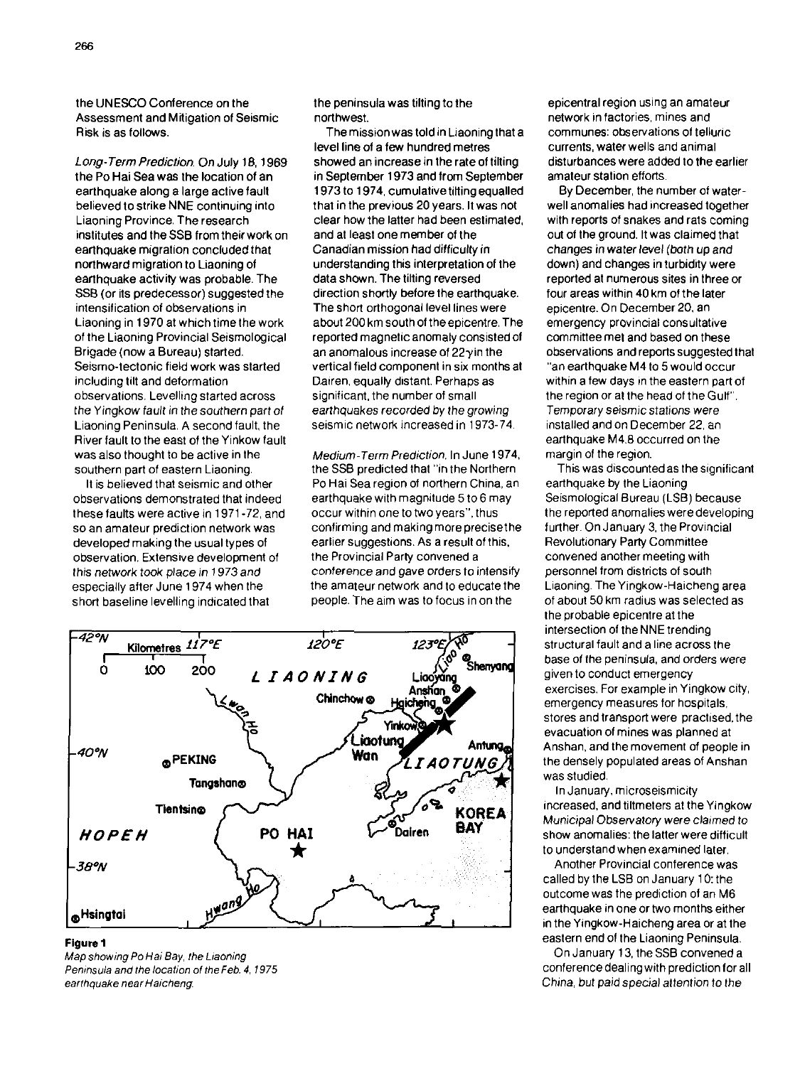the UNESCO Conference on the Assessment and Mitigation of Seismic Risk is as follows.

*Long-Term Prediction.* On July 18, 1969 the Po Hai Sea was the location of an earthquake along a large active fault believed to strike NNE continuing into Liaoning Province. The research institutes and the SSB from their work on earthquake migration concluded that northward migration to Liaoning of earthquake activity was probable. The SSB (or its predecessor) suggested the intensification of observations in Liaoning in 1970 at which time the work of the Liaoning Provincial Seismological Brigade (now a Bureau) started. Seismo-tectonic field work was started including tilt and deformation observations. Levelling started across the Yingkow fault in the southern part of Liaoning Peninsula. A second fault, the River fault to the east of the Yinkow fault was also thought to be active in the southern part of eastern Liaoning.

It is believed that seismic and other observations demonstrated that indeed these faults were active in 1971-72, and so an amateur prediction network was developed making the usual types of observation. Extensive development of this network took place in 1973 and especially after June 1974 when the short baseline levelling indicated that the peninsula was tilting to the northwest.

The mission was told in Liaoning that a level line of a few hundred metres showed an increase in the rate of tilting in September 1973 and from September 1973 to 1974, cumulative tilting equalled that in the previous 20 years. It was not clear how the latter had been estimated, and at least one member of the Canadian mission had difficulty in understanding this interpretation of the data shown. The tilting reversed direction shortly before the earthquake. The short orthogonal level lines were about 200 km south of the epicentre. The reported magnetic anomaly consisted of an anomalous increase of 22γ in the vertical field component in six months at Dairen, equally distant. Perhaps as significant, the number of small earthquakes recorded by the growing seismic network increased in 1973-74.

*Medium-Term Prediction.* In June 1974, the SSB predicted that "in the Northern Po Hai Sea region of northern China, an earthquake with magnitude 5 to 6 may occur within one to two years", thus confirming and making more precise the earlier suggestions. As a result of this, the Provincial Party convened a conference and gave orders to intensify the amateur network and to educate the people. The aim was to focus in on the epicentral region using an amateur network in factories, mines and communes: observations of telluric currents, water wells and animal disturbances were added to the earlier amateur station efforts.

By December, the number of water-well anomalies had increased together with reports of snakes and rats coming out of the ground. It was claimed that changes in water level (both up and down) and changes in turbidity were reported at numerous sites in three or four areas within 40 km of the later epicentre. On December 20, an emergency provincial consultative committee met and based on these observations and reports suggested that "an earthquake M4 to 5 would occur within a few days in the eastern part of the region or at the head of the Gulf". Temporary seismic stations were installed and on December 22, an earthquake M4.8 occurred on the margin of the region.

This was discounted as the significant earthquake by the Liaoning Seismological Bureau (LSB) because the reported anomalies were developing further. On January 3, the Provincial Revolutionary Party Committee convened another meeting with personnel from districts of south Liaoning. The Yingkow-Haicheng area of about 50 km radius was selected as the probable epicentre at the intersection of the NNE trending structural fault and a line across the base of the peninsula, and orders were given to conduct emergency exercises. For example in Yingkow city, emergency measures for hospitals, stores and transport were practised, the evacuation of mines was planned at Anshan, and the movement of people in the densely populated areas of Anshan was studied.

In January, microseismicity increased, and tiltmeters at the Yingkow Municipal Observatory were claimed to show anomalies: the latter were difficult to understand when examined later.

Another Provincial conference was called by the LSB on January 10: the outcome was the prediction of an M6 earthquake in one or two months either in the Yingkow-Haicheng area or at the eastern end of the Liaoning Peninsula.

On January 13, the SSB convened a conference dealing with prediction for all China, but paid special attention to the

**Figure 1**
*Map showing Po Hai Bay, the Liaoning Peninsula and the location of the Feb. 4, 1975 earthquake near Haicheng.*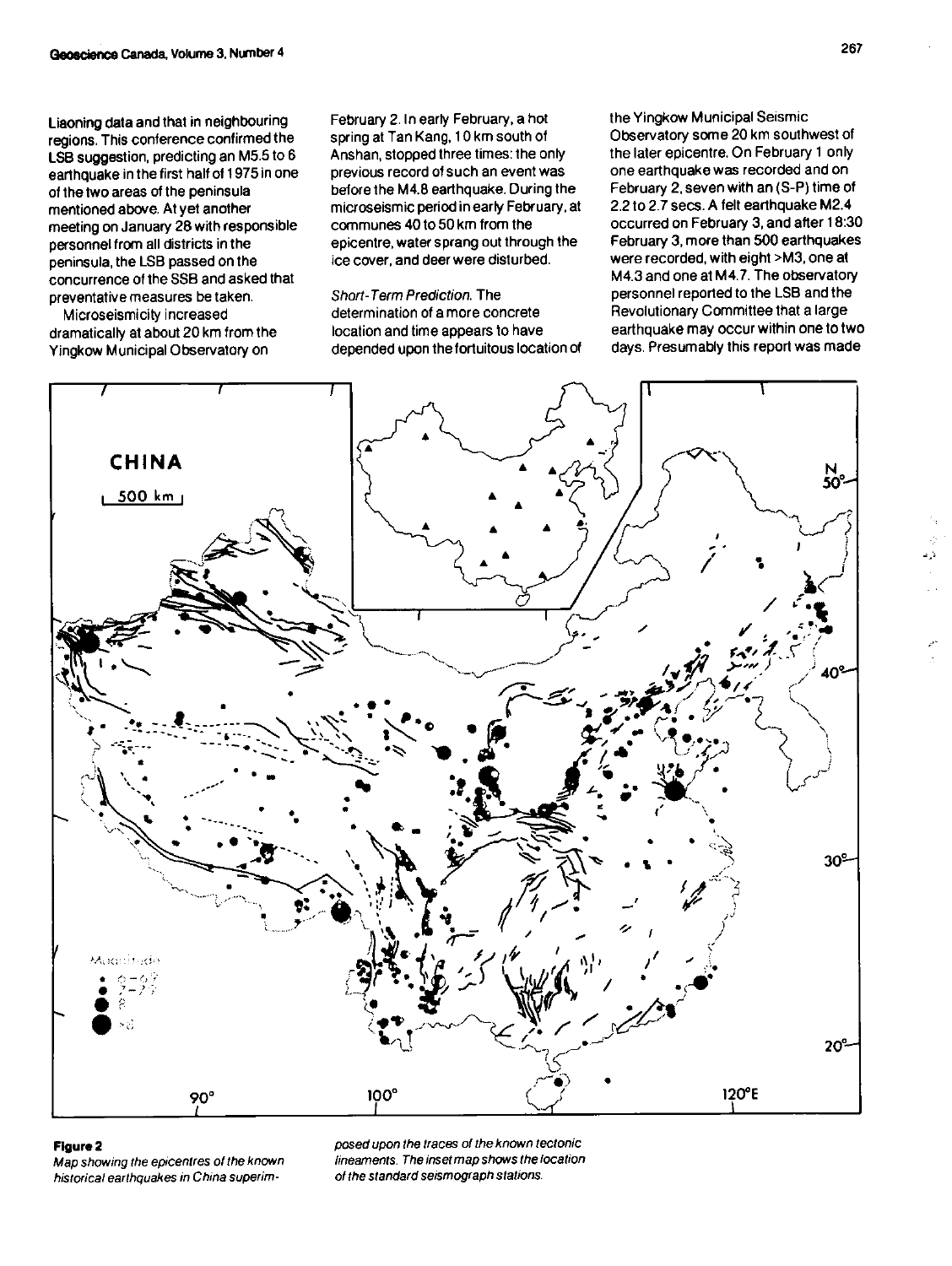Liaoning data and that in neighbouring regions. This conference confirmed the LSB suggestion, predicting an M5.5 to 6 earthquake in the first half of 1975 in one of the two areas of the peninsula mentioned above. At yet another meeting on January 28 with responsible personnel from all districts in the peninsula, the LSB passed on the concurrence of the SSB and asked that preventative measures be taken.

Microseismicity increased dramatically at about 20 km from the Yingkow Municipal Observatory on February 2. In early February, a hot spring at Tan Kang, 10 km south of Anshan, stopped three times: the only previous record of such an event was before the M4.8 earthquake. During the microseismic period in early February, at communes 40 to 50 km from the epicentre, water sprang out through the ice cover, and deer were disturbed.

*Short-Term Prediction.* The determination of a more concrete location and time appears to have depended upon the fortuitous location of the Yingkow Municipal Seismic Observatory some 20 km southwest of the later epicentre. On February 1 only one earthquake was recorded and on February 2, seven with an (S-P) time of 2.2 to 2.7 secs. A felt earthquake M2.4 occurred on February 3, and after 18:30 February 3, more than 500 earthquakes were recorded, with eight >M3, one at M4.3 and one at M4.7. The observatory personnel reported to the LSB and the Revolutionary Committee that a large earthquake may occur within one to two days. Presumably this report was made

**Figure 2**
*Map showing the epicentres of the known historical earthquakes in China superimposed upon the traces of the known tectonic lineaments. The inset map shows the location of the standard seismograph stations.*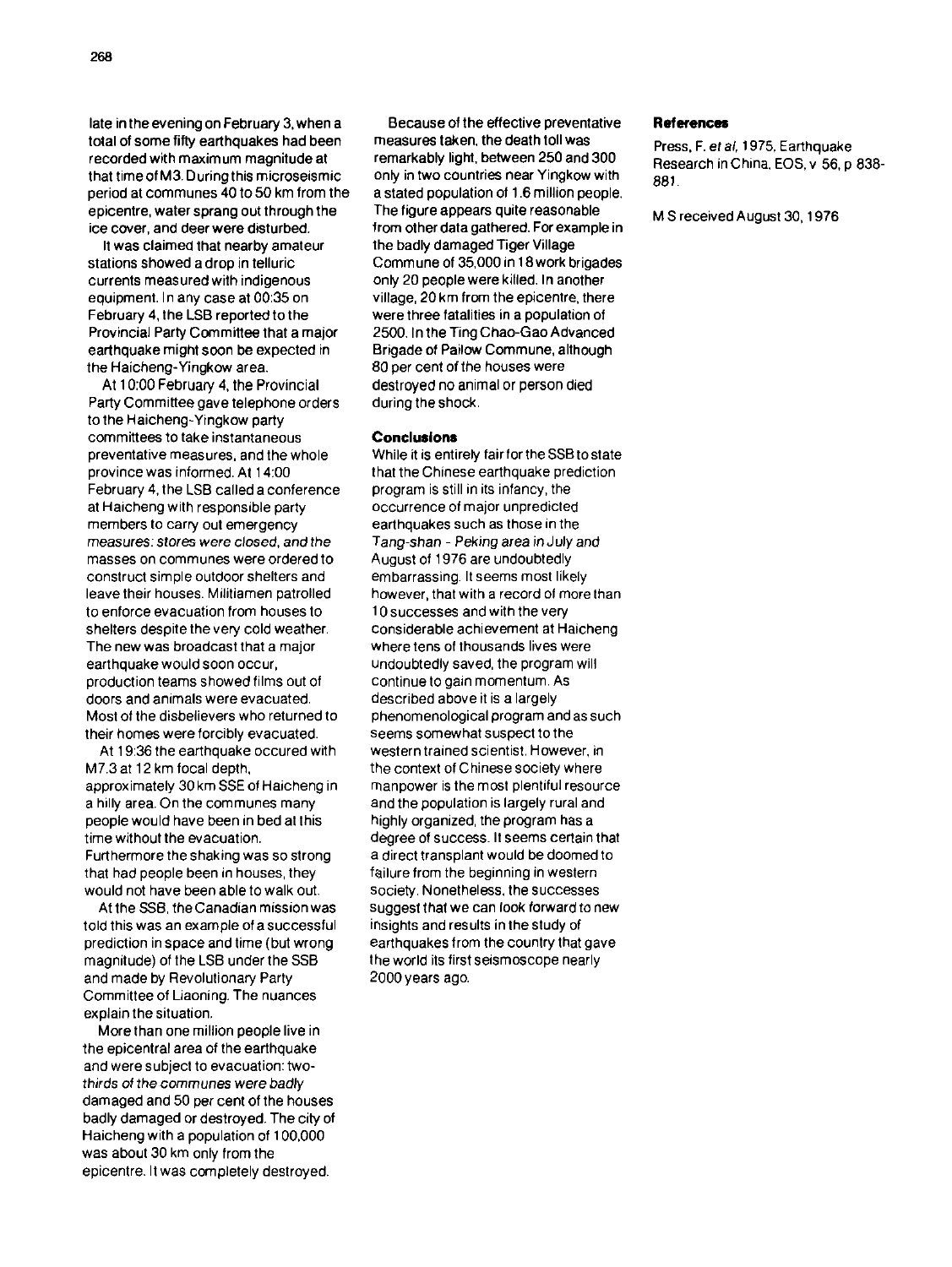late in the evening on February 3, when a total of some fifty earthquakes had been recorded with maximum magnitude at that time of M3. During this microseismic period at communes 40 to 50 km from the epicentre, water sprang out through the ice cover, and deer were disturbed.

It was claimed that nearby amateur stations showed a drop in telluric currents measured with indigenous equipment. In any case at 00:35 on February 4, the LSB reported to the Provincial Party Committee that a major earthquake might soon be expected in the Haicheng-Yingkow area.

At 10:00 February 4, the Provincial Party Committee gave telephone orders to the Haicheng-Yingkow party committees to take instantaneous preventative measures, and the whole province was informed. At 14:00 February 4, the LSB called a conference at Haicheng with responsible party members to carry out emergency *measures: stores were closed, and the* masses on communes were ordered to construct simple outdoor shelters and leave their houses. Militiamen patrolled to enforce evacuation from houses to shelters despite the very cold weather. The new was broadcast that a major earthquake would soon occur, production teams showed films out of doors and animals were evacuated. Most of the disbelievers who returned to their homes were forcibly evacuated.

At 19:36 the earthquake occured with M7.3 at 12 km focal depth, approximately 30 km SSE of Haicheng in a hilly area. On the communes many people would have been in bed at this time without the evacuation. Furthermore the shaking was so strong that had people been in houses, they would not have been able to walk out.

At the SSB, the Canadian mission was told this was an example of a successful prediction in space and time (but wrong magnitude) of the LSB under the SSB and made by Revolutionary Party Committee of Liaoning. The nuances explain the situation.

More than one million people live in the epicentral area of the earthquake and were subject to evacuation: two-*thirds of the communes were badly* damaged and 50 per cent of the houses badly damaged or destroyed. The city of Haicheng with a population of 100,000 was about 30 km only from the epicentre. It was completely destroyed.

Because of the effective preventative measures taken, the death toll was remarkably light, between 250 and 300 only in two countries near Yingkow with a stated population of 1.6 million people. The figure appears quite reasonable from other data gathered. For example in the badly damaged Tiger Village Commune of 35,000 in 18 work brigades only 20 people were killed. In another village, 20 km from the epicentre, there were three fatalities in a population of 2500. In the Ting Chao-Gao Advanced Brigade of Pailow Commune, although 80 per cent of the houses were destroyed no animal or person died during the shock.

## Conclusions

While it is entirely fair for the SSB to state that the Chinese earthquake prediction program is still in its infancy, the occurrence of major unpredicted earthquakes such as those in the *Tang-shan - Peking area in July and* August of 1976 are undoubtedly embarrassing. It seems most likely however, that with a record of more than 10 successes and with the very considerable achievement at Haicheng where tens of thousands lives were undoubtedly saved, the program will continue to gain momentum. As described above it is a largely phenomenological program and as such seems somewhat suspect to the western trained scientist. However, in the context of Chinese society where manpower is the most plentiful resource and the population is largely rural and highly organized, the program has a degree of success. It seems certain that a direct transplant would be doomed to failure from the beginning in western society. Nonetheless, the successes suggest that we can look forward to new insights and results in the study of earthquakes from the country that gave the world its first seismoscope nearly 2000 years ago.

## References

Press, F. *et al*, 1975. Earthquake Research in China. EOS, v 56, p 838-881.

M S received August 30, 1976